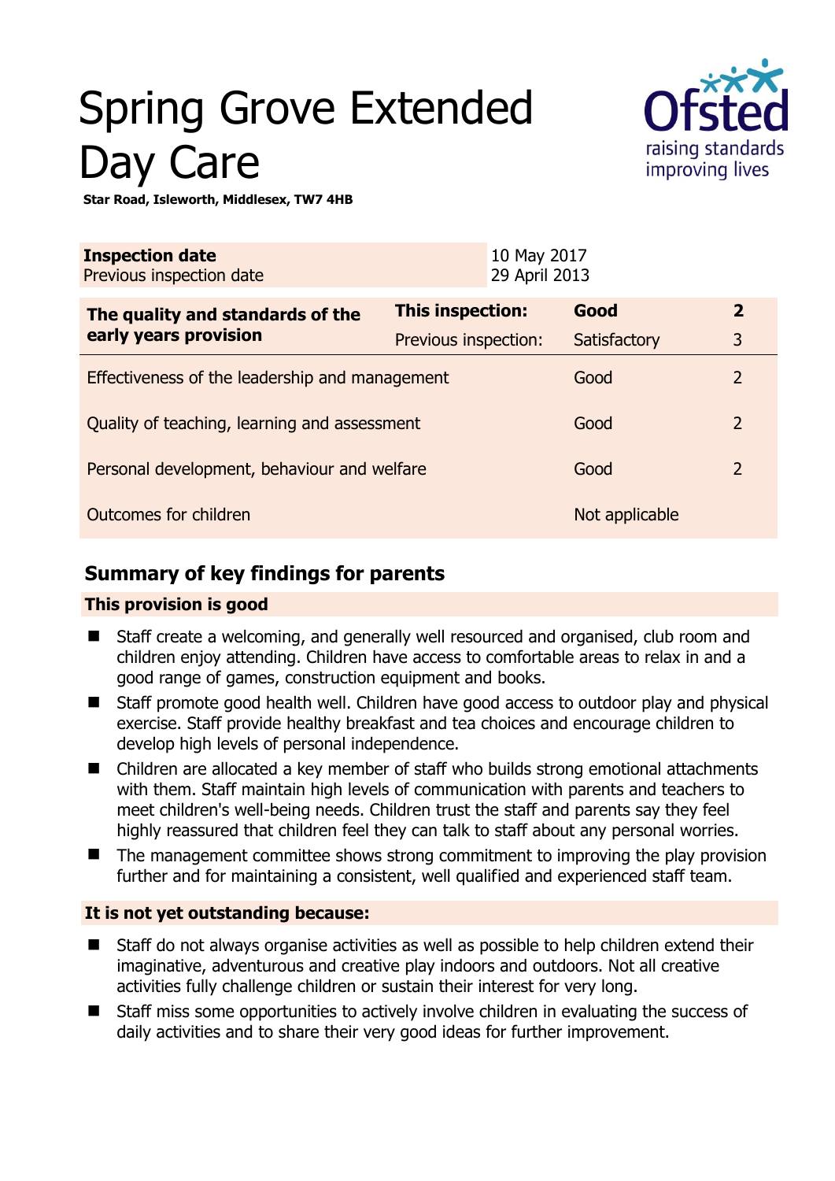# Spring Grove Extended Day Care

**Star Road, Isleworth, Middlesex, TW7 4HB**

| **Inspection date** | 10 May 2017 |
| --- | --- |
| Previous inspection date | 29 April 2013 |

| **The quality and standards of the early years provision** | **This inspection:** | **Good** | **2** |
| --- | --- | --- | --- |
| | Previous inspection: | Satisfactory | 3 |
| Effectiveness of the leadership and management | | Good | 2 |
| Quality of teaching, learning and assessment | | Good | 2 |
| Personal development, behaviour and welfare | | Good | 2 |
| Outcomes for children | | Not applicable | |

## Summary of key findings for parents

### This provision is good

- Staff create a welcoming, and generally well resourced and organised, club room and children enjoy attending. Children have access to comfortable areas to relax in and a good range of games, construction equipment and books.
- Staff promote good health well. Children have good access to outdoor play and physical exercise. Staff provide healthy breakfast and tea choices and encourage children to develop high levels of personal independence.
- Children are allocated a key member of staff who builds strong emotional attachments with them. Staff maintain high levels of communication with parents and teachers to meet children's well-being needs. Children trust the staff and parents say they feel highly reassured that children feel they can talk to staff about any personal worries.
- The management committee shows strong commitment to improving the play provision further and for maintaining a consistent, well qualified and experienced staff team.

### It is not yet outstanding because:

- Staff do not always organise activities as well as possible to help children extend their imaginative, adventurous and creative play indoors and outdoors. Not all creative activities fully challenge children or sustain their interest for very long.
- Staff miss some opportunities to actively involve children in evaluating the success of daily activities and to share their very good ideas for further improvement.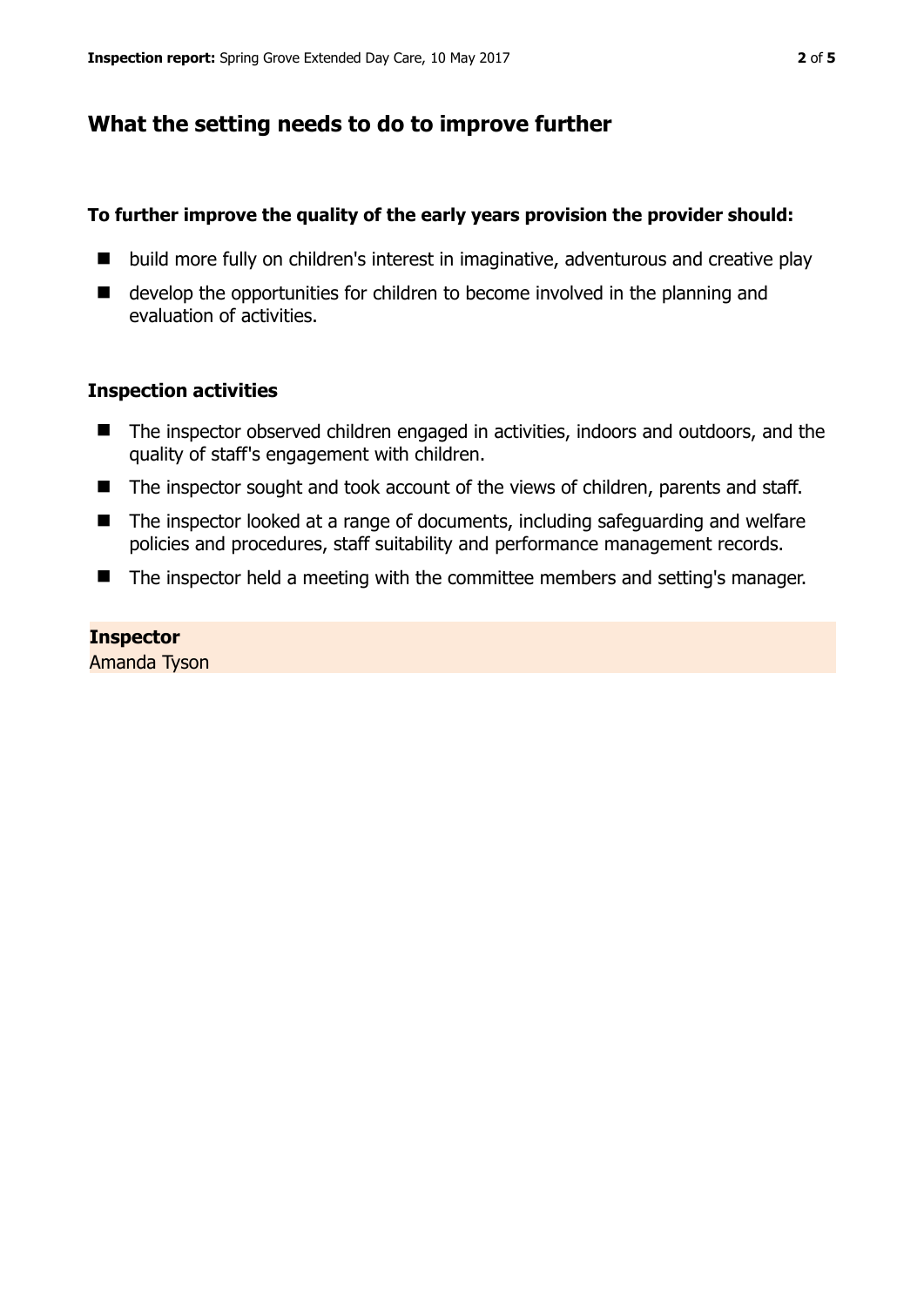## What the setting needs to do to improve further

**To further improve the quality of the early years provision the provider should:**

- build more fully on children's interest in imaginative, adventurous and creative play
- develop the opportunities for children to become involved in the planning and evaluation of activities.

### Inspection activities

- The inspector observed children engaged in activities, indoors and outdoors, and the quality of staff's engagement with children.
- The inspector sought and took account of the views of children, parents and staff.
- The inspector looked at a range of documents, including safeguarding and welfare policies and procedures, staff suitability and performance management records.
- The inspector held a meeting with the committee members and setting's manager.

**Inspector**
Amanda Tyson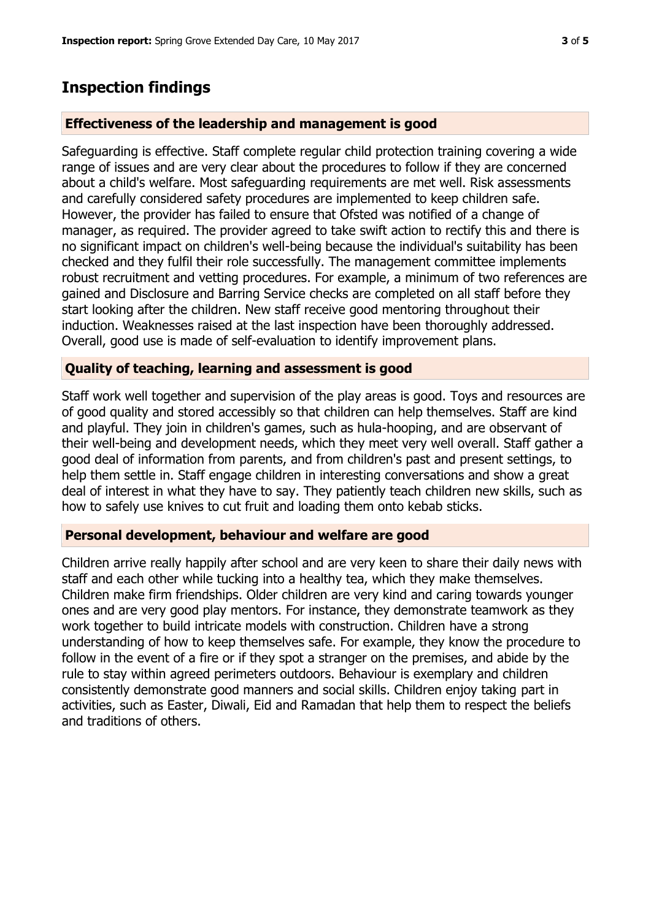## Inspection findings

### Effectiveness of the leadership and management is good

Safeguarding is effective. Staff complete regular child protection training covering a wide range of issues and are very clear about the procedures to follow if they are concerned about a child's welfare. Most safeguarding requirements are met well. Risk assessments and carefully considered safety procedures are implemented to keep children safe. However, the provider has failed to ensure that Ofsted was notified of a change of manager, as required. The provider agreed to take swift action to rectify this and there is no significant impact on children's well-being because the individual's suitability has been checked and they fulfil their role successfully. The management committee implements robust recruitment and vetting procedures. For example, a minimum of two references are gained and Disclosure and Barring Service checks are completed on all staff before they start looking after the children. New staff receive good mentoring throughout their induction. Weaknesses raised at the last inspection have been thoroughly addressed. Overall, good use is made of self-evaluation to identify improvement plans.

### Quality of teaching, learning and assessment is good

Staff work well together and supervision of the play areas is good. Toys and resources are of good quality and stored accessibly so that children can help themselves. Staff are kind and playful. They join in children's games, such as hula-hooping, and are observant of their well-being and development needs, which they meet very well overall. Staff gather a good deal of information from parents, and from children's past and present settings, to help them settle in. Staff engage children in interesting conversations and show a great deal of interest in what they have to say. They patiently teach children new skills, such as how to safely use knives to cut fruit and loading them onto kebab sticks.

### Personal development, behaviour and welfare are good

Children arrive really happily after school and are very keen to share their daily news with staff and each other while tucking into a healthy tea, which they make themselves. Children make firm friendships. Older children are very kind and caring towards younger ones and are very good play mentors. For instance, they demonstrate teamwork as they work together to build intricate models with construction. Children have a strong understanding of how to keep themselves safe. For example, they know the procedure to follow in the event of a fire or if they spot a stranger on the premises, and abide by the rule to stay within agreed perimeters outdoors. Behaviour is exemplary and children consistently demonstrate good manners and social skills. Children enjoy taking part in activities, such as Easter, Diwali, Eid and Ramadan that help them to respect the beliefs and traditions of others.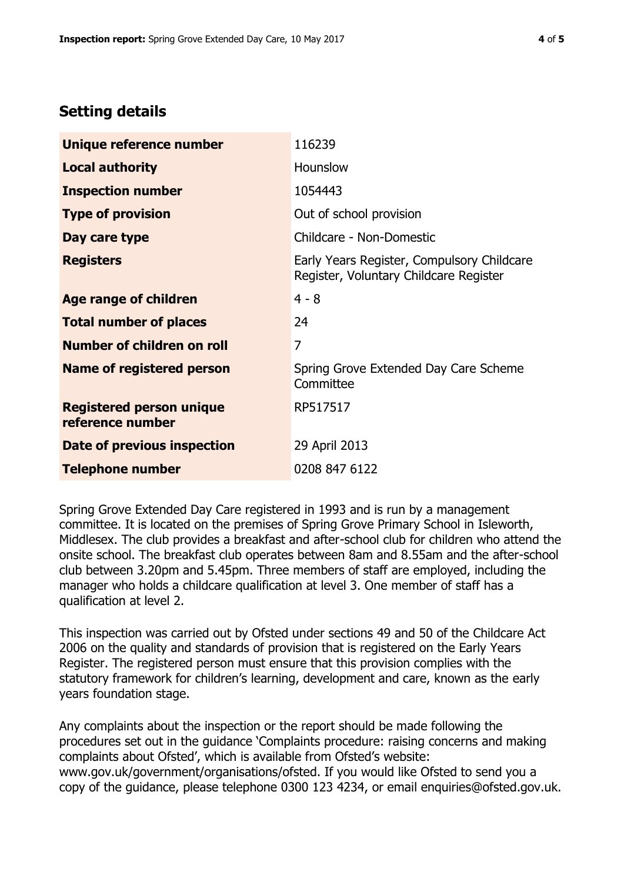## Setting details

| | |
|---|---|
| **Unique reference number** | 116239 |
| **Local authority** | Hounslow |
| **Inspection number** | 1054443 |
| **Type of provision** | Out of school provision |
| **Day care type** | Childcare - Non-Domestic |
| **Registers** | Early Years Register, Compulsory Childcare Register, Voluntary Childcare Register |
| **Age range of children** | 4 - 8 |
| **Total number of places** | 24 |
| **Number of children on roll** | 7 |
| **Name of registered person** | Spring Grove Extended Day Care Scheme Committee |
| **Registered person unique reference number** | RP517517 |
| **Date of previous inspection** | 29 April 2013 |
| **Telephone number** | 0208 847 6122 |

Spring Grove Extended Day Care registered in 1993 and is run by a management committee. It is located on the premises of Spring Grove Primary School in Isleworth, Middlesex. The club provides a breakfast and after-school club for children who attend the onsite school. The breakfast club operates between 8am and 8.55am and the after-school club between 3.20pm and 5.45pm. Three members of staff are employed, including the manager who holds a childcare qualification at level 3. One member of staff has a qualification at level 2.

This inspection was carried out by Ofsted under sections 49 and 50 of the Childcare Act 2006 on the quality and standards of provision that is registered on the Early Years Register. The registered person must ensure that this provision complies with the statutory framework for children's learning, development and care, known as the early years foundation stage.

Any complaints about the inspection or the report should be made following the procedures set out in the guidance 'Complaints procedure: raising concerns and making complaints about Ofsted', which is available from Ofsted's website: www.gov.uk/government/organisations/ofsted. If you would like Ofsted to send you a copy of the guidance, please telephone 0300 123 4234, or email enquiries@ofsted.gov.uk.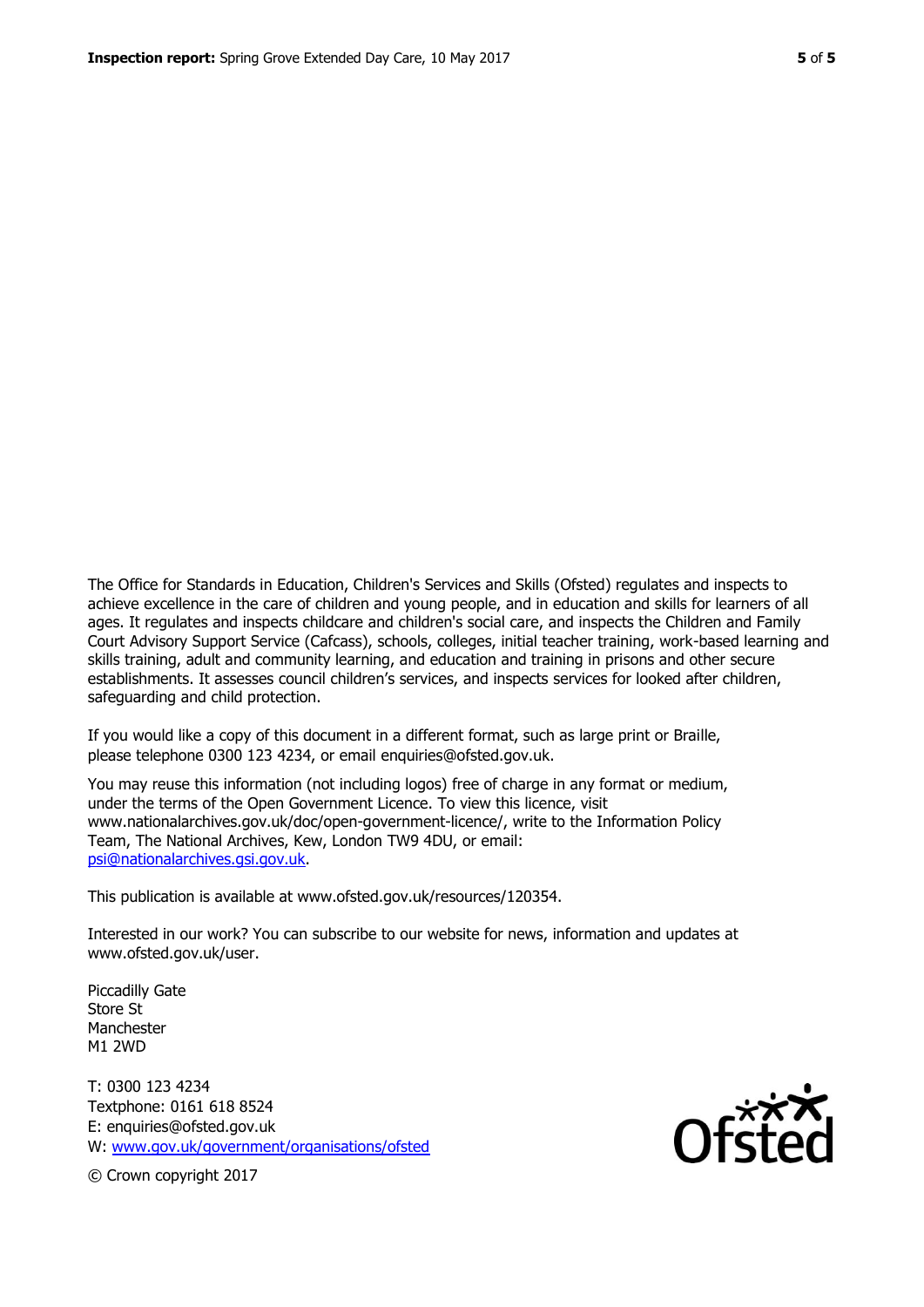The Office for Standards in Education, Children's Services and Skills (Ofsted) regulates and inspects to achieve excellence in the care of children and young people, and in education and skills for learners of all ages. It regulates and inspects childcare and children's social care, and inspects the Children and Family Court Advisory Support Service (Cafcass), schools, colleges, initial teacher training, work-based learning and skills training, adult and community learning, and education and training in prisons and other secure establishments. It assesses council children's services, and inspects services for looked after children, safeguarding and child protection.

If you would like a copy of this document in a different format, such as large print or Braille, please telephone 0300 123 4234, or email enquiries@ofsted.gov.uk.

You may reuse this information (not including logos) free of charge in any format or medium, under the terms of the Open Government Licence. To view this licence, visit www.nationalarchives.gov.uk/doc/open-government-licence/, write to the Information Policy Team, The National Archives, Kew, London TW9 4DU, or email: psi@nationalarchives.gsi.gov.uk.

This publication is available at www.ofsted.gov.uk/resources/120354.

Interested in our work? You can subscribe to our website for news, information and updates at www.ofsted.gov.uk/user.

Piccadilly Gate
Store St
Manchester
M1 2WD

T: 0300 123 4234
Textphone: 0161 618 8524
E: enquiries@ofsted.gov.uk
W: www.gov.uk/government/organisations/ofsted

© Crown copyright 2017